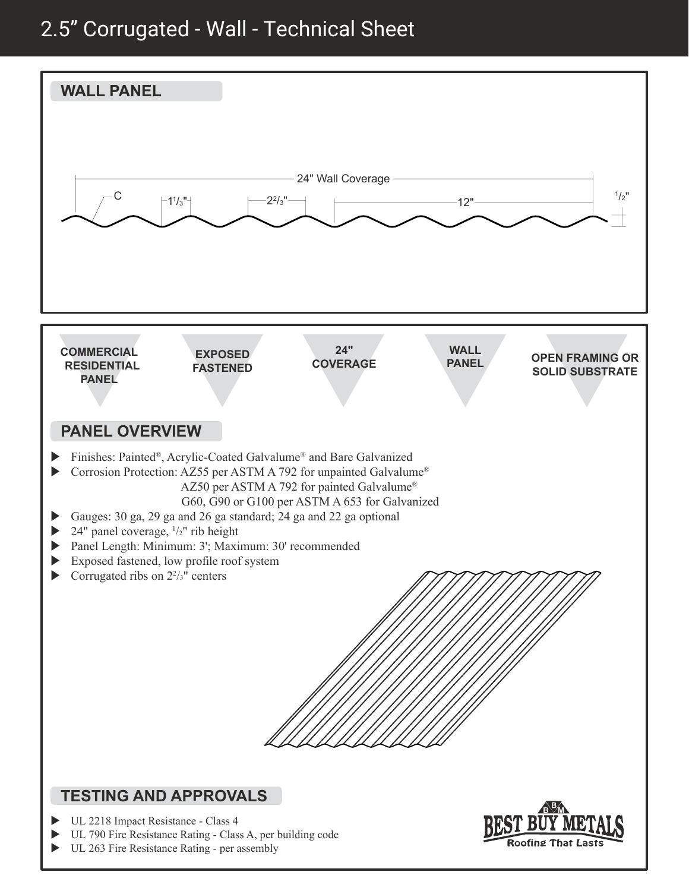# 2.5" Corrugated - Wall - Technical Sheet

## WALL PANEL

24" Wall Coverage

C

1 1/3"

2 2/3"

12"

1/2"

COMMERCIAL RESIDENTIAL PANEL

EXPOSED FASTENED

24" COVERAGE

WALL PANEL

OPEN FRAMING OR SOLID SUBSTRATE

## PANEL OVERVIEW

- Finishes: Painted®, Acrylic-Coated Galvalume® and Bare Galvanized
- Corrosion Protection: AZ55 per ASTM A 792 for unpainted Galvalume®
  AZ50 per ASTM A 792 for painted Galvalume®
  G60, G90 or G100 per ASTM A 653 for Galvanized
- Gauges: 30 ga, 29 ga and 26 ga standard; 24 ga and 22 ga optional
- 24" panel coverage, 1/2" rib height
- Panel Length: Minimum: 3'; Maximum: 30' recommended
- Exposed fastened, low profile roof system
- Corrugated ribs on 2 2/3" centers

## TESTING AND APPROVALS

- UL 2218 Impact Resistance - Class 4
- UL 790 Fire Resistance Rating - Class A, per building code
- UL 263 Fire Resistance Rating - per assembly

BEST BUY METALS
Roofing That Lasts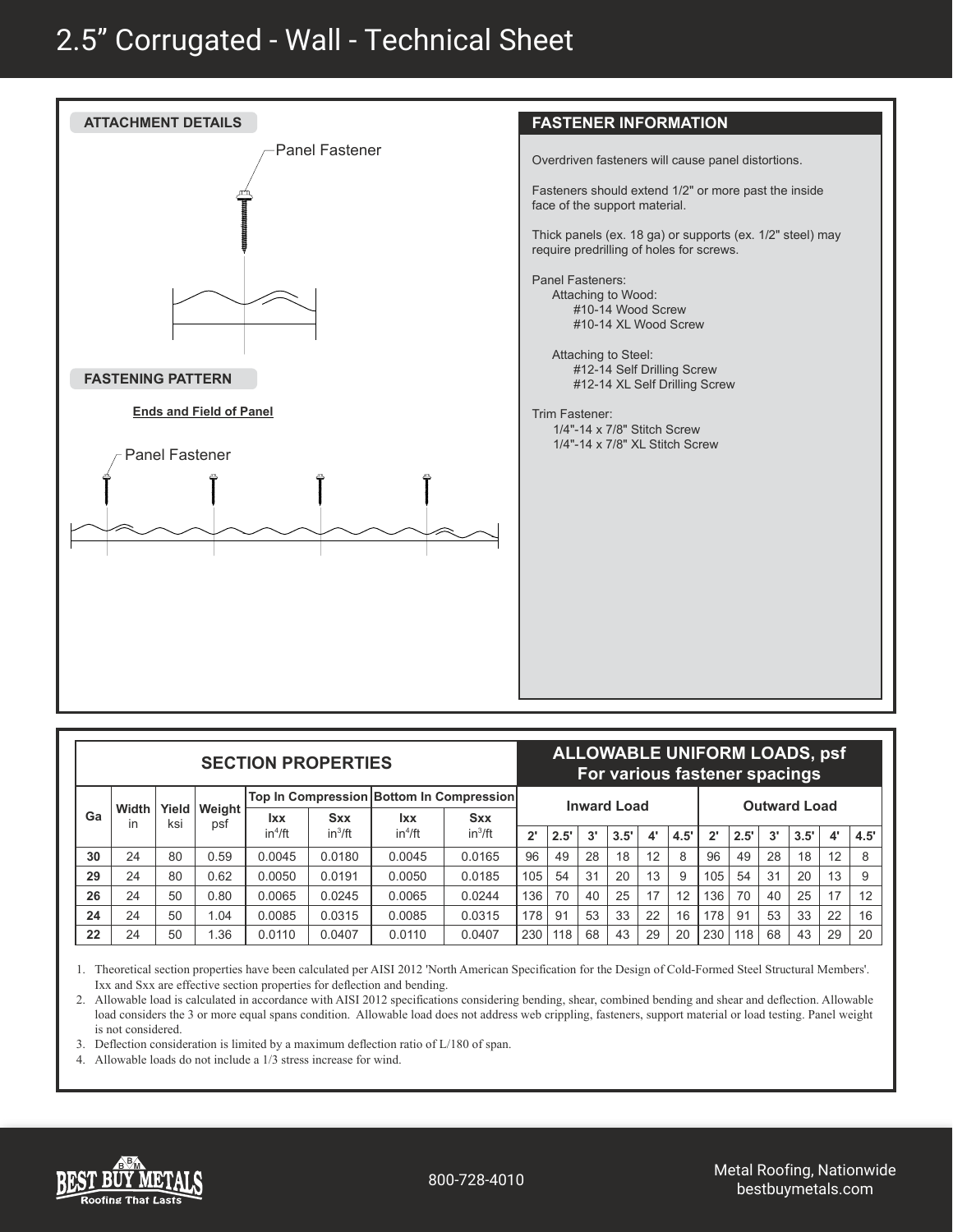# 2.5" Corrugated - Wall - Technical Sheet

## ATTACHMENT DETAILS

Panel Fastener

## FASTENING PATTERN

**Ends and Field of Panel**

Panel Fastener

## FASTENER INFORMATION

Overdriven fasteners will cause panel distortions.

Fasteners should extend 1/2" or more past the inside face of the support material.

Thick panels (ex. 18 ga) or supports (ex. 1/2" steel) may require predrilling of holes for screws.

Panel Fasteners:
- Attaching to Wood:
  - #10-14 Wood Screw
  - #10-14 XL Wood Screw
- Attaching to Steel:
  - #12-14 Self Drilling Screw
  - #12-14 XL Self Drilling Screw

Trim Fastener:
- 1/4"-14 x 7/8" Stitch Screw
- 1/4"-14 x 7/8" XL Stitch Screw

| SECTION PROPERTIES | | | | | | | | ALLOWABLE UNIFORM LOADS, psf For various fastener spacings | | | | | | | | | | | |
|---|---|---|---|---|---|---|---|---|---|---|---|---|---|---|---|---|---|---|---|
| Ga | Width in | Yield ksi | Weight psf | Top In Compression | | Bottom In Compression | | Inward Load | | | | | | Outward Load | | | | | |
| | | | | Ixx $in^4/ft$ | Sxx $in^3/ft$ | Ixx $in^4/ft$ | Sxx $in^3/ft$ | 2' | 2.5' | 3' | 3.5' | 4' | 4.5' | 2' | 2.5' | 3' | 3.5' | 4' | 4.5' |
| **30** | 24 | 80 | 0.59 | 0.0045 | 0.0180 | 0.0045 | 0.0165 | 96 | 49 | 28 | 18 | 12 | 8 | 96 | 49 | 28 | 18 | 12 | 8 |
| **29** | 24 | 80 | 0.62 | 0.0050 | 0.0191 | 0.0050 | 0.0185 | 105 | 54 | 31 | 20 | 13 | 9 | 105 | 54 | 31 | 20 | 13 | 9 |
| **26** | 24 | 50 | 0.80 | 0.0065 | 0.0245 | 0.0065 | 0.0244 | 136 | 70 | 40 | 25 | 17 | 12 | 136 | 70 | 40 | 25 | 17 | 12 |
| **24** | 24 | 50 | 1.04 | 0.0085 | 0.0315 | 0.0085 | 0.0315 | 178 | 91 | 53 | 33 | 22 | 16 | 178 | 91 | 53 | 33 | 22 | 16 |
| **22** | 24 | 50 | 1.36 | 0.0110 | 0.0407 | 0.0110 | 0.0407 | 230 | 118 | 68 | 43 | 29 | 20 | 230 | 118 | 68 | 43 | 29 | 20 |

1. Theoretical section properties have been calculated per AISI 2012 'North American Specification for the Design of Cold-Formed Steel Structural Members'. Ixx and Sxx are effective section properties for deflection and bending.
2. Allowable load is calculated in accordance with AISI 2012 specifications considering bending, shear, combined bending and shear and deflection. Allowable load considers the 3 or more equal spans condition. Allowable load does not address web crippling, fasteners, support material or load testing. Panel weight is not considered.
3. Deflection consideration is limited by a maximum deflection ratio of L/180 of span.
4. Allowable loads do not include a 1/3 stress increase for wind.

BEST BUY METALS
Roofing That Lasts

800-728-4010

Metal Roofing, Nationwide
bestbuymetals.com